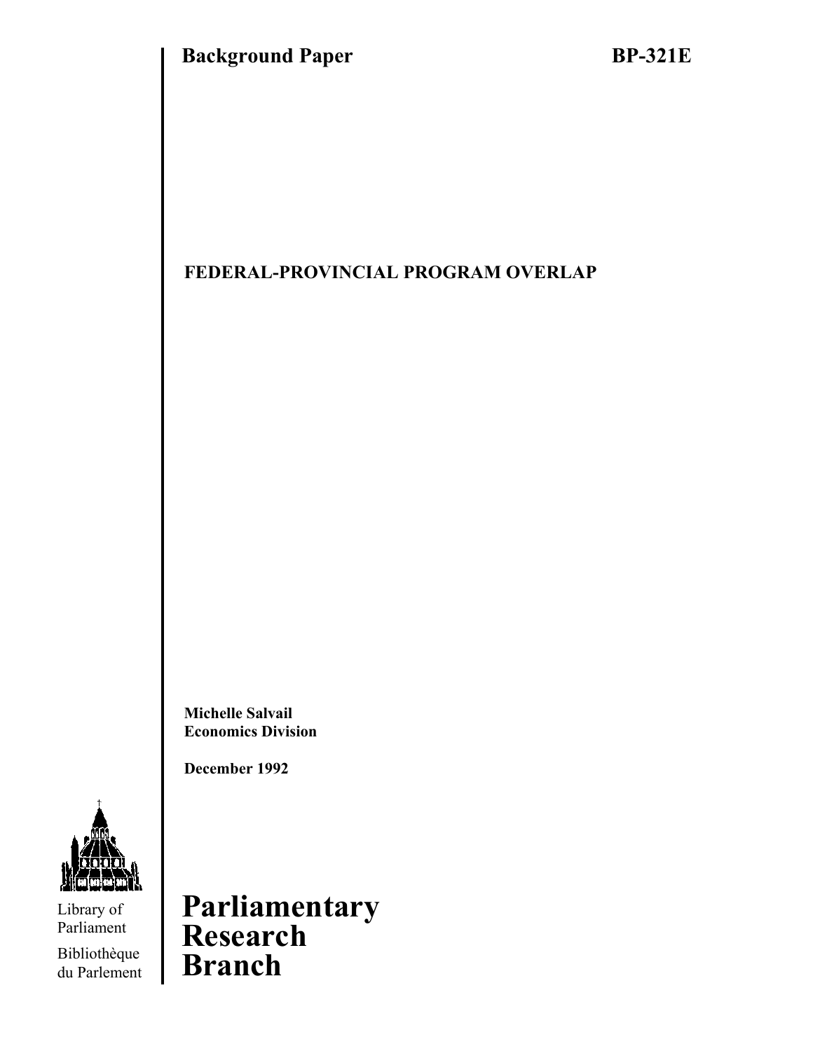**Background Paper** **BP-321E**

# FEDERAL-PROVINCIAL PROGRAM OVERLAP

**Michelle Salvail**
**Economics Division**

**December 1992**

Library of Parliament

Bibliothèque du Parlement

# Parliamentary Research Branch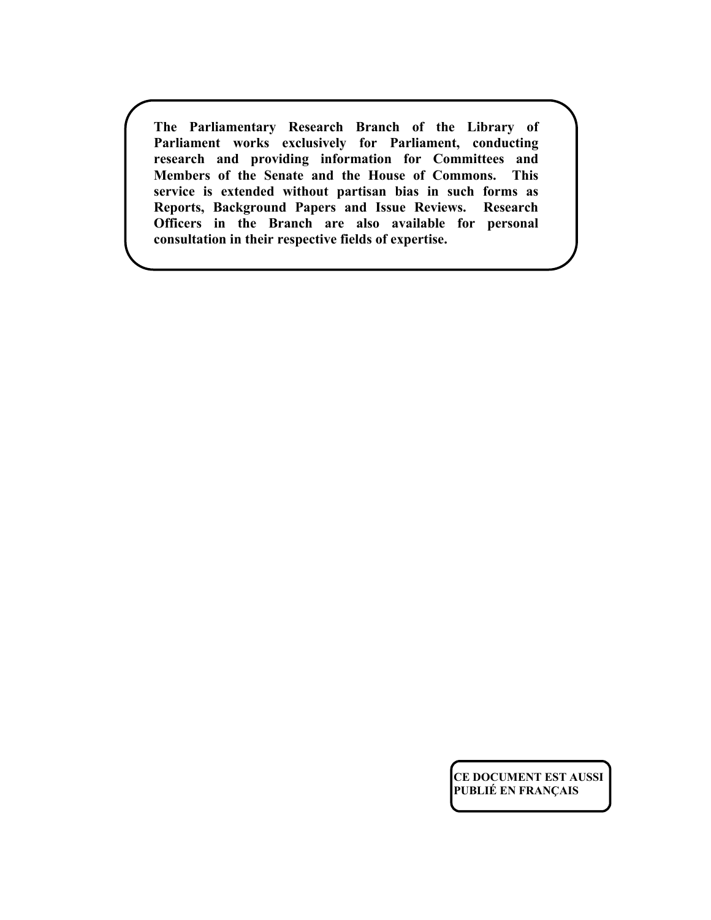**The Parliamentary Research Branch of the Library of Parliament works exclusively for Parliament, conducting research and providing information for Committees and Members of the Senate and the House of Commons. This service is extended without partisan bias in such forms as Reports, Background Papers and Issue Reviews. Research Officers in the Branch are also available for personal consultation in their respective fields of expertise.**

**CE DOCUMENT EST AUSSI PUBLIÉ EN FRANÇAIS**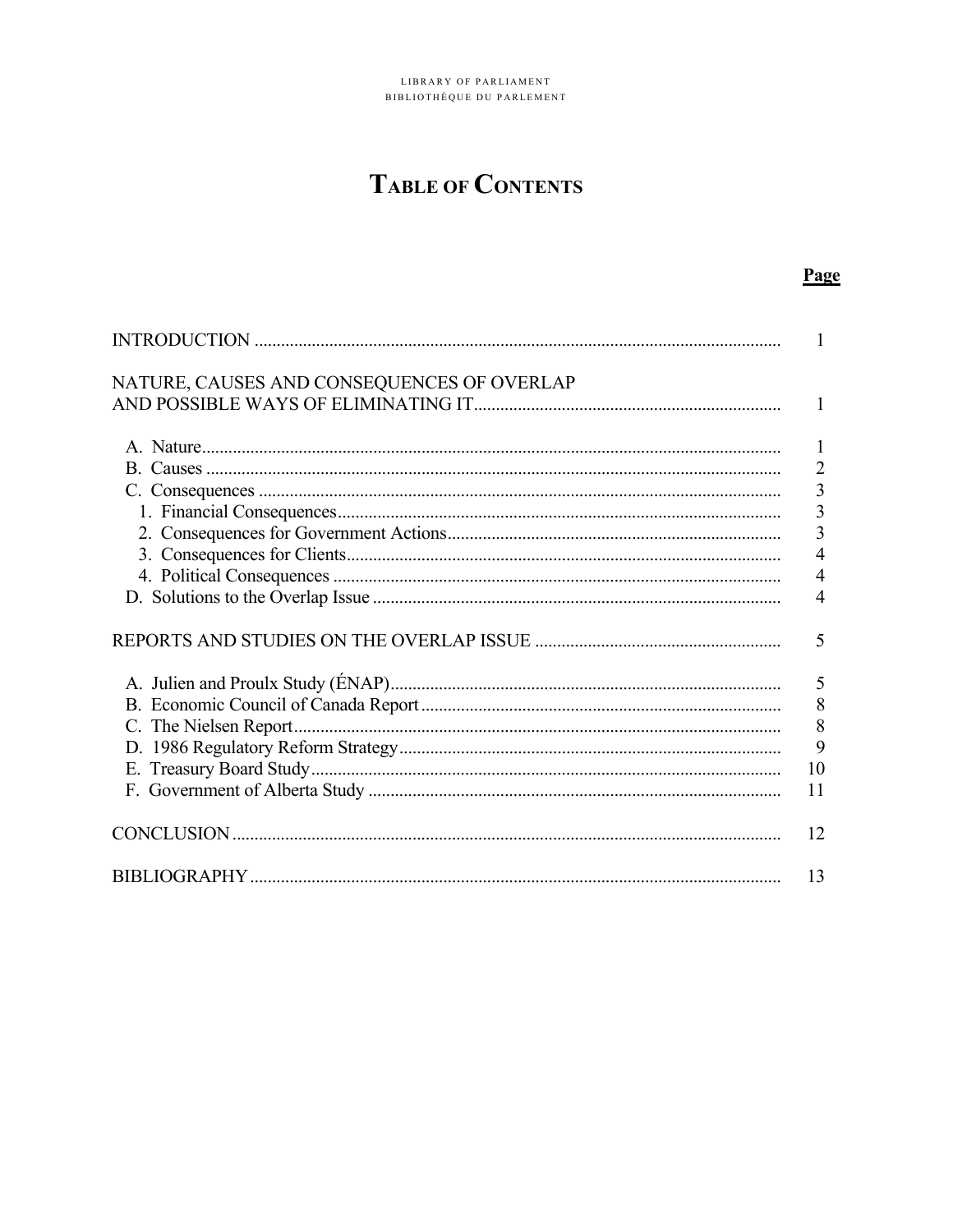LIBRARY OF PARLIAMENT
BIBLIOTHÈQUE DU PARLEMENT

# TABLE OF CONTENTS

| | Page |
|---|---|
| INTRODUCTION | 1 |
| NATURE, CAUSES AND CONSEQUENCES OF OVERLAP AND POSSIBLE WAYS OF ELIMINATING IT | 1 |
| A. Nature | 1 |
| B. Causes | 2 |
| C. Consequences | 3 |
| 1. Financial Consequences | 3 |
| 2. Consequences for Government Actions | 3 |
| 3. Consequences for Clients | 4 |
| 4. Political Consequences | 4 |
| D. Solutions to the Overlap Issue | 4 |
| REPORTS AND STUDIES ON THE OVERLAP ISSUE | 5 |
| A. Julien and Proulx Study (ÉNAP) | 5 |
| B. Economic Council of Canada Report | 8 |
| C. The Nielsen Report | 8 |
| D. 1986 Regulatory Reform Strategy | 9 |
| E. Treasury Board Study | 10 |
| F. Government of Alberta Study | 11 |
| CONCLUSION | 12 |
| BIBLIOGRAPHY | 13 |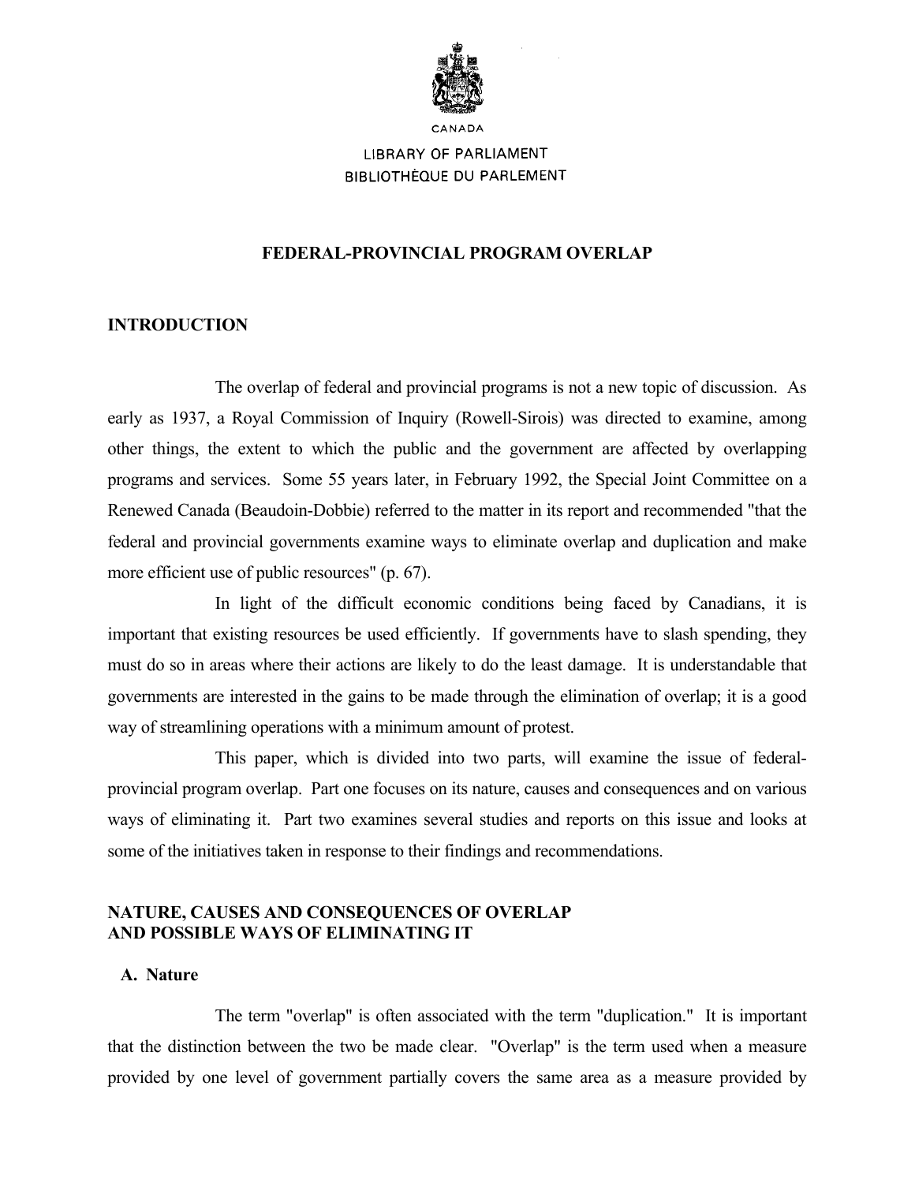CANADA

LIBRARY OF PARLIAMENT
BIBLIOTHÈQUE DU PARLEMENT

# FEDERAL-PROVINCIAL PROGRAM OVERLAP

## INTRODUCTION

The overlap of federal and provincial programs is not a new topic of discussion. As early as 1937, a Royal Commission of Inquiry (Rowell-Sirois) was directed to examine, among other things, the extent to which the public and the government are affected by overlapping programs and services. Some 55 years later, in February 1992, the Special Joint Committee on a Renewed Canada (Beaudoin-Dobbie) referred to the matter in its report and recommended "that the federal and provincial governments examine ways to eliminate overlap and duplication and make more efficient use of public resources" (p. 67).

In light of the difficult economic conditions being faced by Canadians, it is important that existing resources be used efficiently. If governments have to slash spending, they must do so in areas where their actions are likely to do the least damage. It is understandable that governments are interested in the gains to be made through the elimination of overlap; it is a good way of streamlining operations with a minimum amount of protest.

This paper, which is divided into two parts, will examine the issue of federal-provincial program overlap. Part one focuses on its nature, causes and consequences and on various ways of eliminating it. Part two examines several studies and reports on this issue and looks at some of the initiatives taken in response to their findings and recommendations.

## NATURE, CAUSES AND CONSEQUENCES OF OVERLAP AND POSSIBLE WAYS OF ELIMINATING IT

### A. Nature

The term "overlap" is often associated with the term "duplication." It is important that the distinction between the two be made clear. "Overlap" is the term used when a measure provided by one level of government partially covers the same area as a measure provided by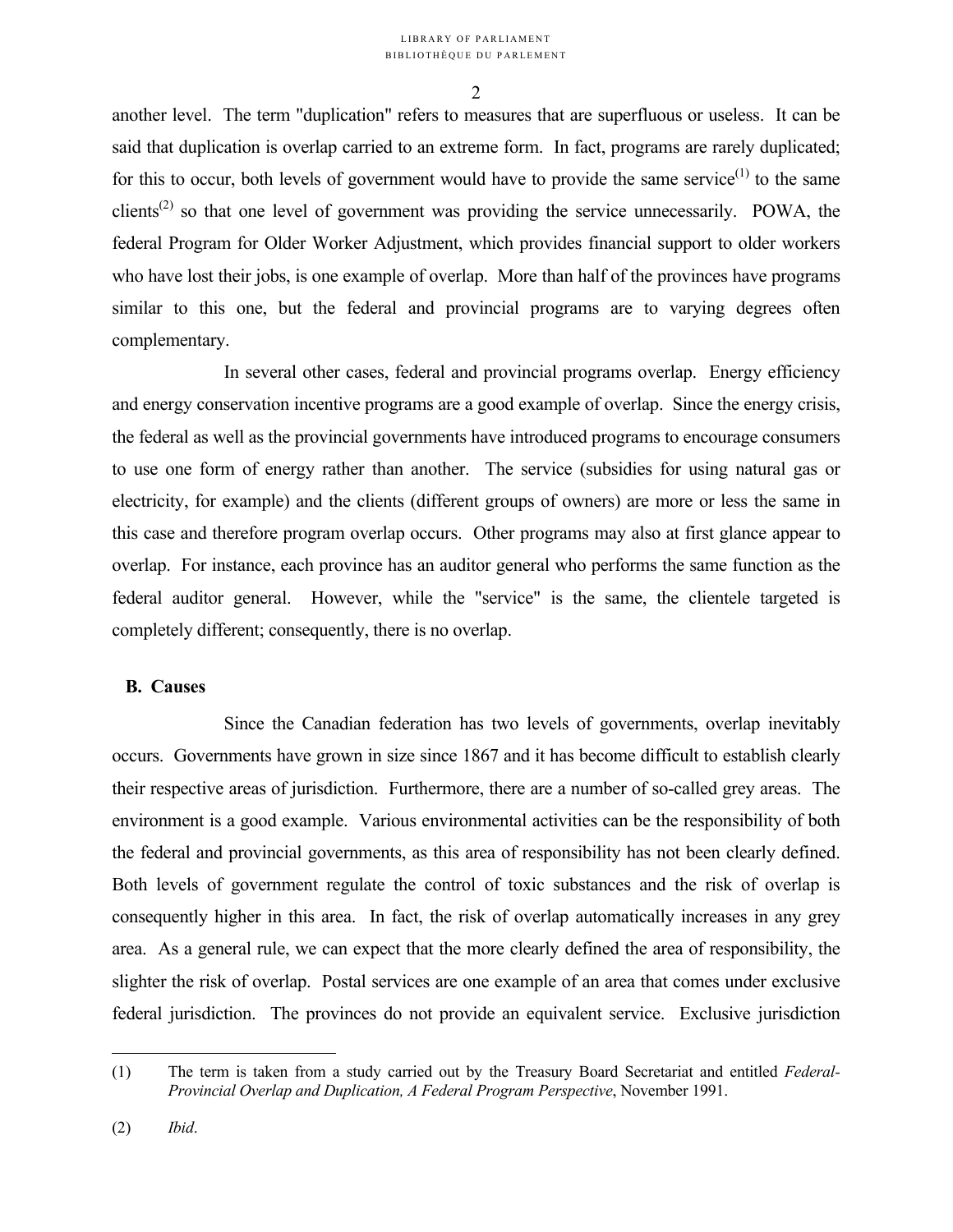another level. The term "duplication" refers to measures that are superfluous or useless. It can be said that duplication is overlap carried to an extreme form. In fact, programs are rarely duplicated; for this to occur, both levels of government would have to provide the same service[1] to the same clients[2] so that one level of government was providing the service unnecessarily. POWA, the federal Program for Older Worker Adjustment, which provides financial support to older workers who have lost their jobs, is one example of overlap. More than half of the provinces have programs similar to this one, but the federal and provincial programs are to varying degrees often complementary.

In several other cases, federal and provincial programs overlap. Energy efficiency and energy conservation incentive programs are a good example of overlap. Since the energy crisis, the federal as well as the provincial governments have introduced programs to encourage consumers to use one form of energy rather than another. The service (subsidies for using natural gas or electricity, for example) and the clients (different groups of owners) are more or less the same in this case and therefore program overlap occurs. Other programs may also at first glance appear to overlap. For instance, each province has an auditor general who performs the same function as the federal auditor general. However, while the "service" is the same, the clientele targeted is completely different; consequently, there is no overlap.

### B. Causes

Since the Canadian federation has two levels of governments, overlap inevitably occurs. Governments have grown in size since 1867 and it has become difficult to establish clearly their respective areas of jurisdiction. Furthermore, there are a number of so-called grey areas. The environment is a good example. Various environmental activities can be the responsibility of both the federal and provincial governments, as this area of responsibility has not been clearly defined. Both levels of government regulate the control of toxic substances and the risk of overlap is consequently higher in this area. In fact, the risk of overlap automatically increases in any grey area. As a general rule, we can expect that the more clearly defined the area of responsibility, the slighter the risk of overlap. Postal services are one example of an area that comes under exclusive federal jurisdiction. The provinces do not provide an equivalent service. Exclusive jurisdiction

---

(1) The term is taken from a study carried out by the Treasury Board Secretariat and entitled *Federal-Provincial Overlap and Duplication, A Federal Program Perspective*, November 1991.

(2) *Ibid*.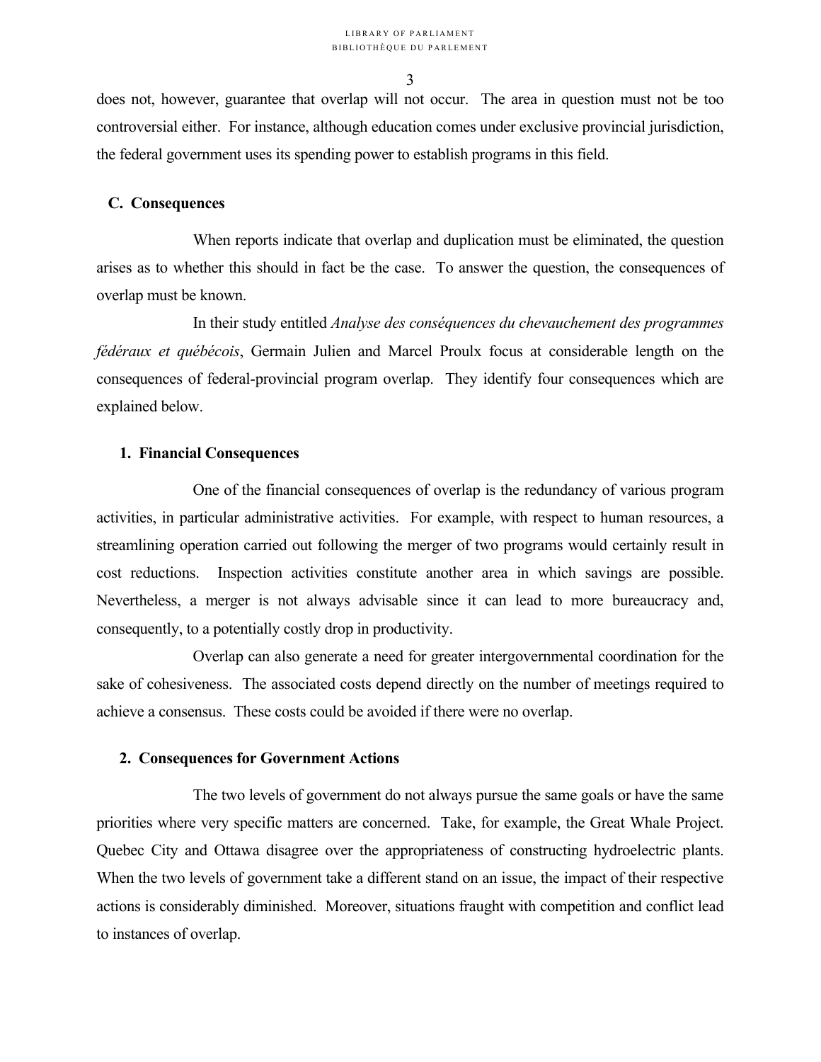does not, however, guarantee that overlap will not occur. The area in question must not be too controversial either. For instance, although education comes under exclusive provincial jurisdiction, the federal government uses its spending power to establish programs in this field.

## C. Consequences

When reports indicate that overlap and duplication must be eliminated, the question arises as to whether this should in fact be the case. To answer the question, the consequences of overlap must be known.

In their study entitled *Analyse des conséquences du chevauchement des programmes fédéraux et québécois*, Germain Julien and Marcel Proulx focus at considerable length on the consequences of federal-provincial program overlap. They identify four consequences which are explained below.

### 1. Financial Consequences

One of the financial consequences of overlap is the redundancy of various program activities, in particular administrative activities. For example, with respect to human resources, a streamlining operation carried out following the merger of two programs would certainly result in cost reductions. Inspection activities constitute another area in which savings are possible. Nevertheless, a merger is not always advisable since it can lead to more bureaucracy and, consequently, to a potentially costly drop in productivity.

Overlap can also generate a need for greater intergovernmental coordination for the sake of cohesiveness. The associated costs depend directly on the number of meetings required to achieve a consensus. These costs could be avoided if there were no overlap.

### 2. Consequences for Government Actions

The two levels of government do not always pursue the same goals or have the same priorities where very specific matters are concerned. Take, for example, the Great Whale Project. Quebec City and Ottawa disagree over the appropriateness of constructing hydroelectric plants. When the two levels of government take a different stand on an issue, the impact of their respective actions is considerably diminished. Moreover, situations fraught with competition and conflict lead to instances of overlap.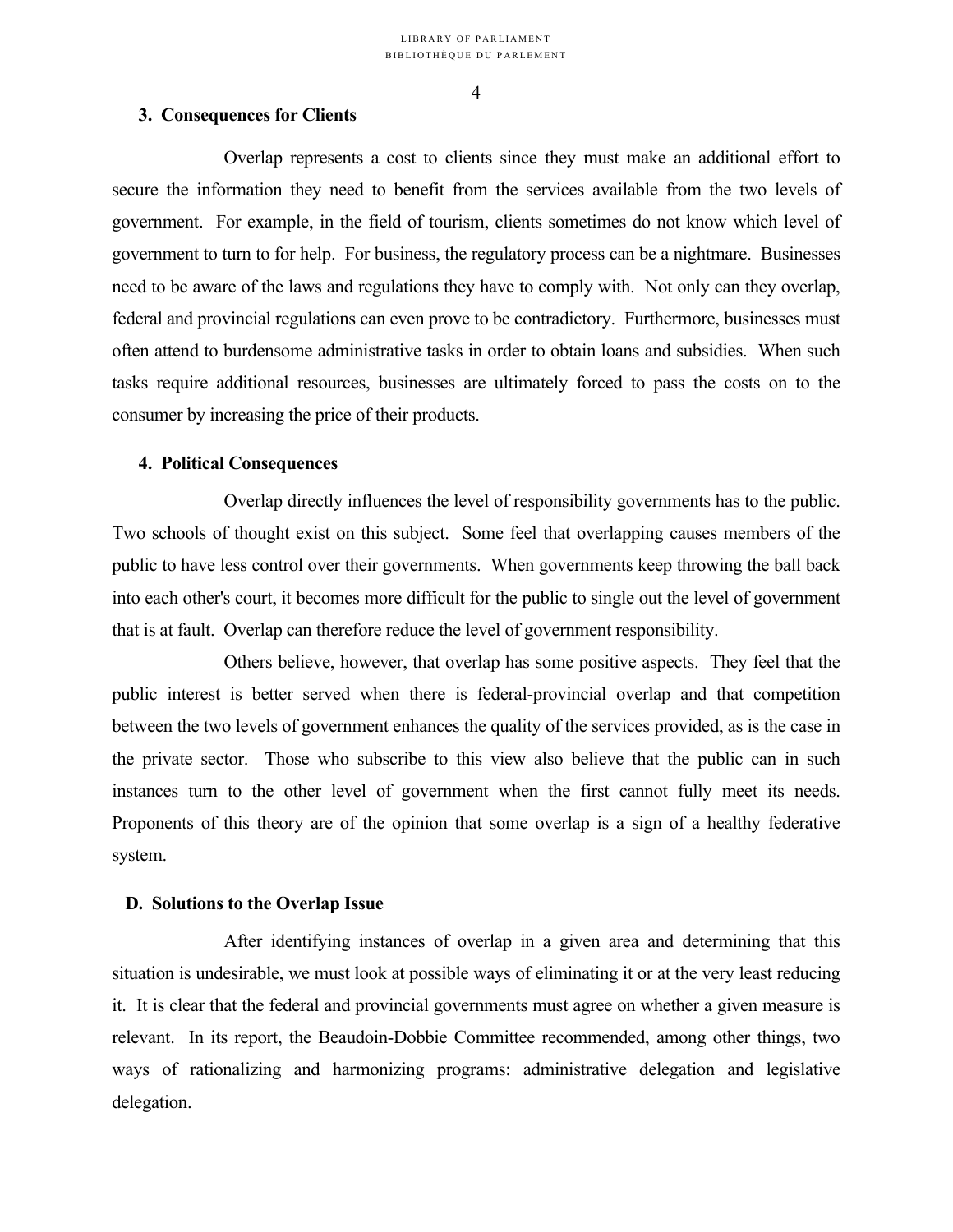### 3. Consequences for Clients

Overlap represents a cost to clients since they must make an additional effort to secure the information they need to benefit from the services available from the two levels of government. For example, in the field of tourism, clients sometimes do not know which level of government to turn to for help. For business, the regulatory process can be a nightmare. Businesses need to be aware of the laws and regulations they have to comply with. Not only can they overlap, federal and provincial regulations can even prove to be contradictory. Furthermore, businesses must often attend to burdensome administrative tasks in order to obtain loans and subsidies. When such tasks require additional resources, businesses are ultimately forced to pass the costs on to the consumer by increasing the price of their products.

### 4. Political Consequences

Overlap directly influences the level of responsibility governments has to the public. Two schools of thought exist on this subject. Some feel that overlapping causes members of the public to have less control over their governments. When governments keep throwing the ball back into each other's court, it becomes more difficult for the public to single out the level of government that is at fault. Overlap can therefore reduce the level of government responsibility.

Others believe, however, that overlap has some positive aspects. They feel that the public interest is better served when there is federal-provincial overlap and that competition between the two levels of government enhances the quality of the services provided, as is the case in the private sector. Those who subscribe to this view also believe that the public can in such instances turn to the other level of government when the first cannot fully meet its needs. Proponents of this theory are of the opinion that some overlap is a sign of a healthy federative system.

## D. Solutions to the Overlap Issue

After identifying instances of overlap in a given area and determining that this situation is undesirable, we must look at possible ways of eliminating it or at the very least reducing it. It is clear that the federal and provincial governments must agree on whether a given measure is relevant. In its report, the Beaudoin-Dobbie Committee recommended, among other things, two ways of rationalizing and harmonizing programs: administrative delegation and legislative delegation.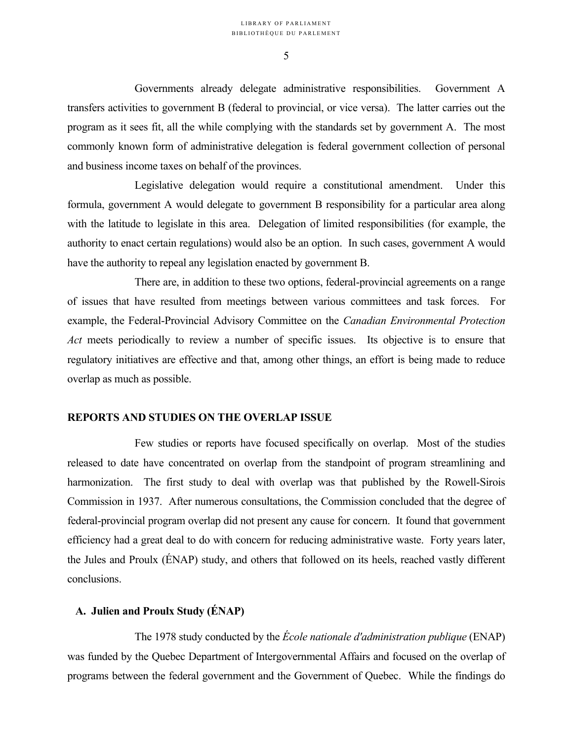Governments already delegate administrative responsibilities. Government A transfers activities to government B (federal to provincial, or vice versa). The latter carries out the program as it sees fit, all the while complying with the standards set by government A. The most commonly known form of administrative delegation is federal government collection of personal and business income taxes on behalf of the provinces.

Legislative delegation would require a constitutional amendment. Under this formula, government A would delegate to government B responsibility for a particular area along with the latitude to legislate in this area. Delegation of limited responsibilities (for example, the authority to enact certain regulations) would also be an option. In such cases, government A would have the authority to repeal any legislation enacted by government B.

There are, in addition to these two options, federal-provincial agreements on a range of issues that have resulted from meetings between various committees and task forces. For example, the Federal-Provincial Advisory Committee on the *Canadian Environmental Protection Act* meets periodically to review a number of specific issues. Its objective is to ensure that regulatory initiatives are effective and that, among other things, an effort is being made to reduce overlap as much as possible.

## REPORTS AND STUDIES ON THE OVERLAP ISSUE

Few studies or reports have focused specifically on overlap. Most of the studies released to date have concentrated on overlap from the standpoint of program streamlining and harmonization. The first study to deal with overlap was that published by the Rowell-Sirois Commission in 1937. After numerous consultations, the Commission concluded that the degree of federal-provincial program overlap did not present any cause for concern. It found that government efficiency had a great deal to do with concern for reducing administrative waste. Forty years later, the Jules and Proulx (ÉNAP) study, and others that followed on its heels, reached vastly different conclusions.

### A. Julien and Proulx Study (ÉNAP)

The 1978 study conducted by the *École nationale d'administration publique* (ENAP) was funded by the Quebec Department of Intergovernmental Affairs and focused on the overlap of programs between the federal government and the Government of Quebec. While the findings do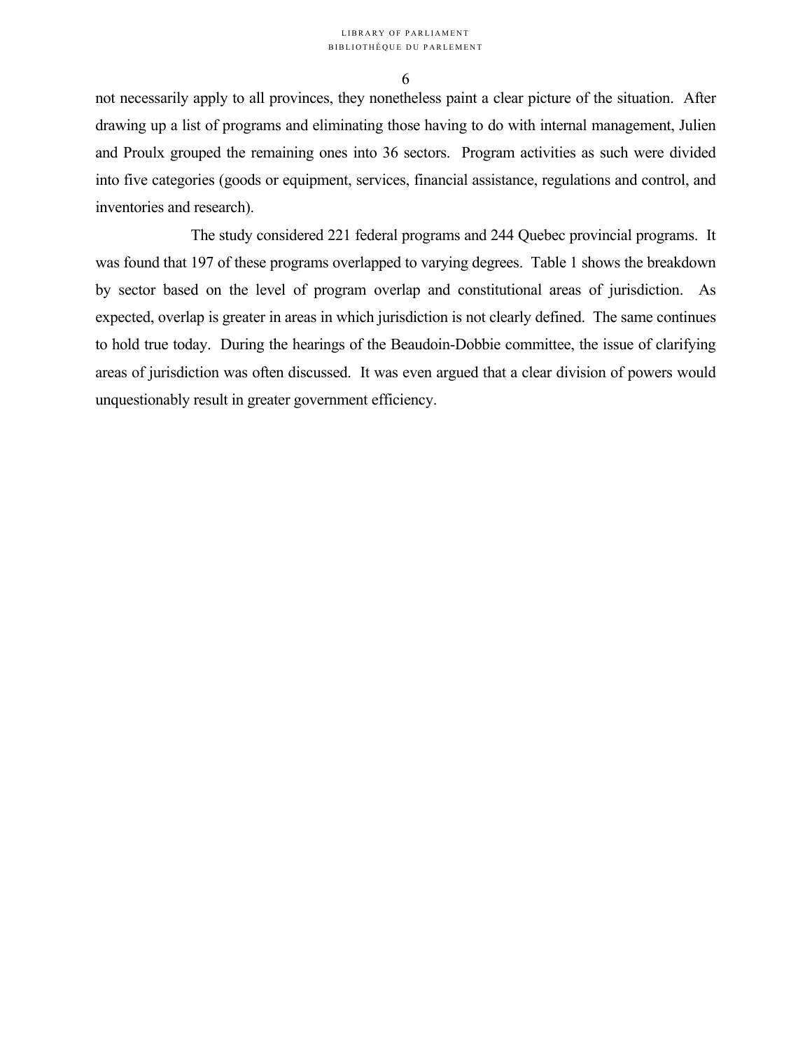not necessarily apply to all provinces, they nonetheless paint a clear picture of the situation. After drawing up a list of programs and eliminating those having to do with internal management, Julien and Proulx grouped the remaining ones into 36 sectors. Program activities as such were divided into five categories (goods or equipment, services, financial assistance, regulations and control, and inventories and research).

The study considered 221 federal programs and 244 Quebec provincial programs. It was found that 197 of these programs overlapped to varying degrees. Table 1 shows the breakdown by sector based on the level of program overlap and constitutional areas of jurisdiction. As expected, overlap is greater in areas in which jurisdiction is not clearly defined. The same continues to hold true today. During the hearings of the Beaudoin-Dobbie committee, the issue of clarifying areas of jurisdiction was often discussed. It was even argued that a clear division of powers would unquestionably result in greater government efficiency.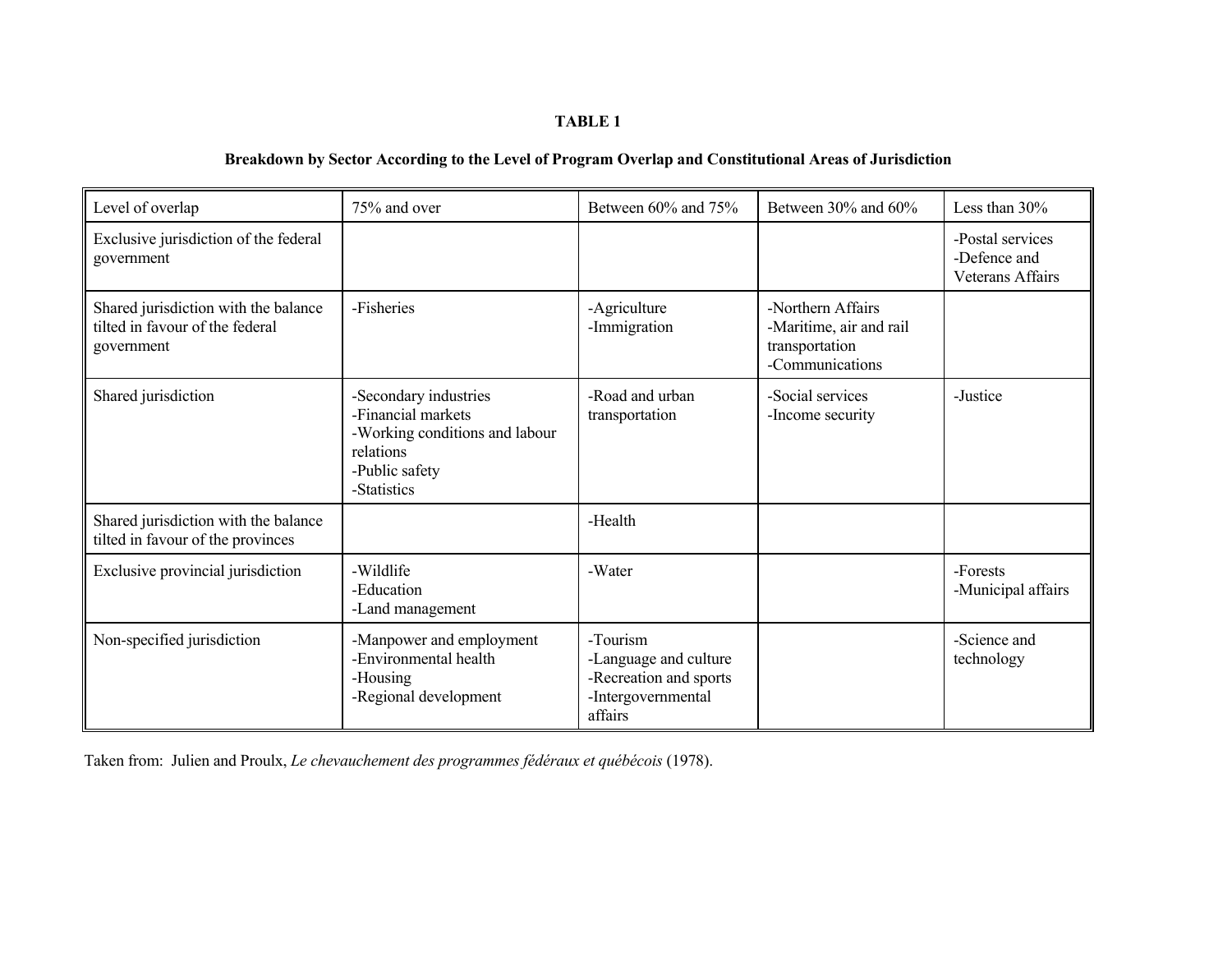**TABLE 1**

**Breakdown by Sector According to the Level of Program Overlap and Constitutional Areas of Jurisdiction**

| Level of overlap | 75% and over | Between 60% and 75% | Between 30% and 60% | Less than 30% |
|---|---|---|---|---|
| Exclusive jurisdiction of the federal government | | | | -Postal services<br>-Defence and Veterans Affairs |
| Shared jurisdiction with the balance tilted in favour of the federal government | -Fisheries | -Agriculture<br>-Immigration | -Northern Affairs<br>-Maritime, air and rail transportation<br>-Communications | |
| Shared jurisdiction | -Secondary industries<br>-Financial markets<br>-Working conditions and labour relations<br>-Public safety<br>-Statistics | -Road and urban transportation | -Social services<br>-Income security | -Justice |
| Shared jurisdiction with the balance tilted in favour of the provinces | | -Health | | |
| Exclusive provincial jurisdiction | -Wildlife<br>-Education<br>-Land management | -Water | | -Forests<br>-Municipal affairs |
| Non-specified jurisdiction | -Manpower and employment<br>-Environmental health<br>-Housing<br>-Regional development | -Tourism<br>-Language and culture<br>-Recreation and sports<br>-Intergovernmental affairs | | -Science and technology |

Taken from: Julien and Proulx, *Le chevauchement des programmes fédéraux et québécois* (1978).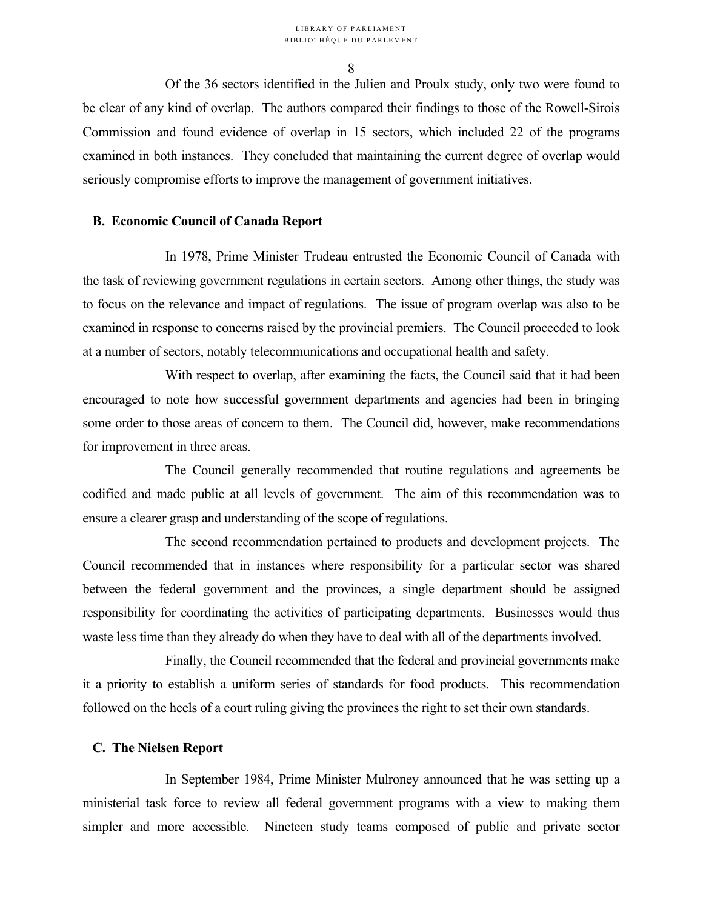Of the 36 sectors identified in the Julien and Proulx study, only two were found to be clear of any kind of overlap. The authors compared their findings to those of the Rowell-Sirois Commission and found evidence of overlap in 15 sectors, which included 22 of the programs examined in both instances. They concluded that maintaining the current degree of overlap would seriously compromise efforts to improve the management of government initiatives.

### B. Economic Council of Canada Report

In 1978, Prime Minister Trudeau entrusted the Economic Council of Canada with the task of reviewing government regulations in certain sectors. Among other things, the study was to focus on the relevance and impact of regulations. The issue of program overlap was also to be examined in response to concerns raised by the provincial premiers. The Council proceeded to look at a number of sectors, notably telecommunications and occupational health and safety.

With respect to overlap, after examining the facts, the Council said that it had been encouraged to note how successful government departments and agencies had been in bringing some order to those areas of concern to them. The Council did, however, make recommendations for improvement in three areas.

The Council generally recommended that routine regulations and agreements be codified and made public at all levels of government. The aim of this recommendation was to ensure a clearer grasp and understanding of the scope of regulations.

The second recommendation pertained to products and development projects. The Council recommended that in instances where responsibility for a particular sector was shared between the federal government and the provinces, a single department should be assigned responsibility for coordinating the activities of participating departments. Businesses would thus waste less time than they already do when they have to deal with all of the departments involved.

Finally, the Council recommended that the federal and provincial governments make it a priority to establish a uniform series of standards for food products. This recommendation followed on the heels of a court ruling giving the provinces the right to set their own standards.

### C. The Nielsen Report

In September 1984, Prime Minister Mulroney announced that he was setting up a ministerial task force to review all federal government programs with a view to making them simpler and more accessible. Nineteen study teams composed of public and private sector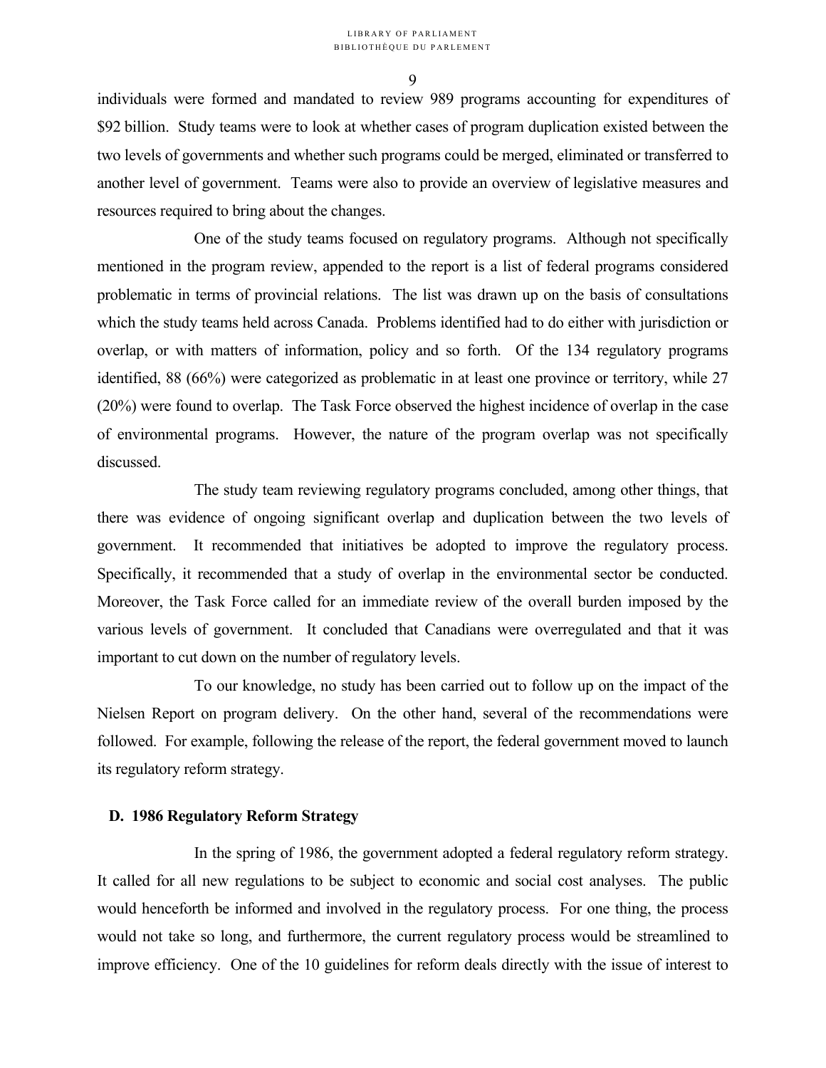individuals were formed and mandated to review 989 programs accounting for expenditures of $92 billion. Study teams were to look at whether cases of program duplication existed between the two levels of governments and whether such programs could be merged, eliminated or transferred to another level of government. Teams were also to provide an overview of legislative measures and resources required to bring about the changes.

One of the study teams focused on regulatory programs. Although not specifically mentioned in the program review, appended to the report is a list of federal programs considered problematic in terms of provincial relations. The list was drawn up on the basis of consultations which the study teams held across Canada. Problems identified had to do either with jurisdiction or overlap, or with matters of information, policy and so forth. Of the 134 regulatory programs identified, 88 (66%) were categorized as problematic in at least one province or territory, while 27 (20%) were found to overlap. The Task Force observed the highest incidence of overlap in the case of environmental programs. However, the nature of the program overlap was not specifically discussed.

The study team reviewing regulatory programs concluded, among other things, that there was evidence of ongoing significant overlap and duplication between the two levels of government. It recommended that initiatives be adopted to improve the regulatory process. Specifically, it recommended that a study of overlap in the environmental sector be conducted. Moreover, the Task Force called for an immediate review of the overall burden imposed by the various levels of government. It concluded that Canadians were overregulated and that it was important to cut down on the number of regulatory levels.

To our knowledge, no study has been carried out to follow up on the impact of the Nielsen Report on program delivery. On the other hand, several of the recommendations were followed. For example, following the release of the report, the federal government moved to launch its regulatory reform strategy.

### D. 1986 Regulatory Reform Strategy

In the spring of 1986, the government adopted a federal regulatory reform strategy. It called for all new regulations to be subject to economic and social cost analyses. The public would henceforth be informed and involved in the regulatory process. For one thing, the process would not take so long, and furthermore, the current regulatory process would be streamlined to improve efficiency. One of the 10 guidelines for reform deals directly with the issue of interest to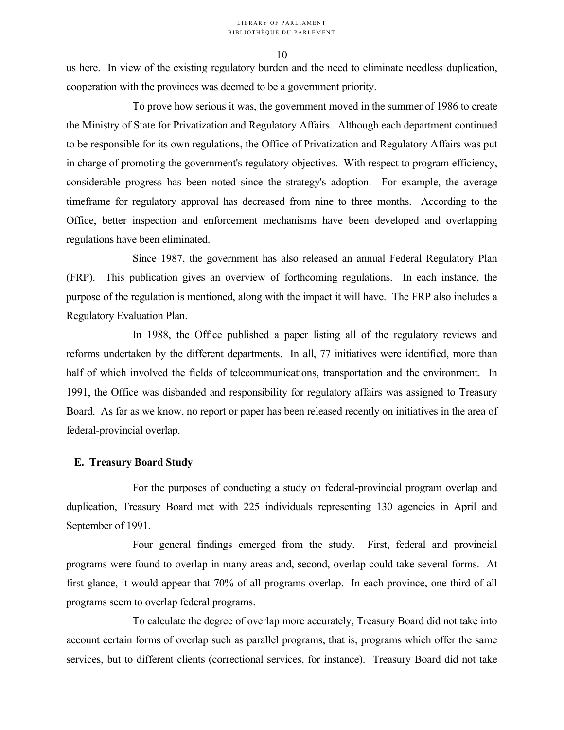us here. In view of the existing regulatory burden and the need to eliminate needless duplication, cooperation with the provinces was deemed to be a government priority.

To prove how serious it was, the government moved in the summer of 1986 to create the Ministry of State for Privatization and Regulatory Affairs. Although each department continued to be responsible for its own regulations, the Office of Privatization and Regulatory Affairs was put in charge of promoting the government's regulatory objectives. With respect to program efficiency, considerable progress has been noted since the strategy's adoption. For example, the average timeframe for regulatory approval has decreased from nine to three months. According to the Office, better inspection and enforcement mechanisms have been developed and overlapping regulations have been eliminated.

Since 1987, the government has also released an annual Federal Regulatory Plan (FRP). This publication gives an overview of forthcoming regulations. In each instance, the purpose of the regulation is mentioned, along with the impact it will have. The FRP also includes a Regulatory Evaluation Plan.

In 1988, the Office published a paper listing all of the regulatory reviews and reforms undertaken by the different departments. In all, 77 initiatives were identified, more than half of which involved the fields of telecommunications, transportation and the environment. In 1991, the Office was disbanded and responsibility for regulatory affairs was assigned to Treasury Board. As far as we know, no report or paper has been released recently on initiatives in the area of federal-provincial overlap.

## E. Treasury Board Study

For the purposes of conducting a study on federal-provincial program overlap and duplication, Treasury Board met with 225 individuals representing 130 agencies in April and September of 1991.

Four general findings emerged from the study. First, federal and provincial programs were found to overlap in many areas and, second, overlap could take several forms. At first glance, it would appear that 70% of all programs overlap. In each province, one-third of all programs seem to overlap federal programs.

To calculate the degree of overlap more accurately, Treasury Board did not take into account certain forms of overlap such as parallel programs, that is, programs which offer the same services, but to different clients (correctional services, for instance). Treasury Board did not take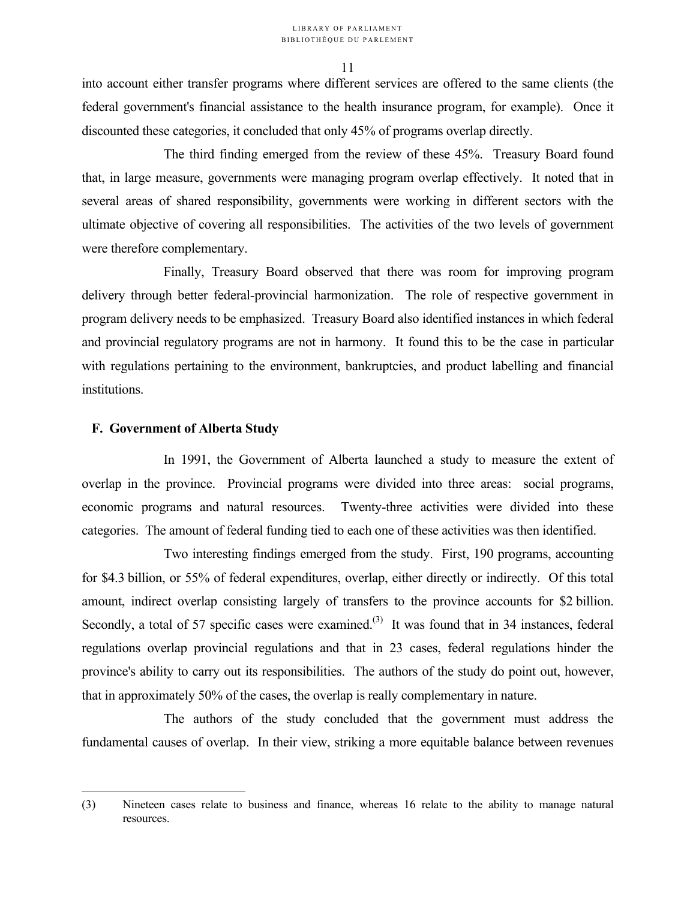into account either transfer programs where different services are offered to the same clients (the federal government's financial assistance to the health insurance program, for example). Once it discounted these categories, it concluded that only 45% of programs overlap directly.

The third finding emerged from the review of these 45%. Treasury Board found that, in large measure, governments were managing program overlap effectively. It noted that in several areas of shared responsibility, governments were working in different sectors with the ultimate objective of covering all responsibilities. The activities of the two levels of government were therefore complementary.

Finally, Treasury Board observed that there was room for improving program delivery through better federal-provincial harmonization. The role of respective government in program delivery needs to be emphasized. Treasury Board also identified instances in which federal and provincial regulatory programs are not in harmony. It found this to be the case in particular with regulations pertaining to the environment, bankruptcies, and product labelling and financial institutions.

### F. Government of Alberta Study

In 1991, the Government of Alberta launched a study to measure the extent of overlap in the province. Provincial programs were divided into three areas: social programs, economic programs and natural resources. Twenty-three activities were divided into these categories. The amount of federal funding tied to each one of these activities was then identified.

Two interesting findings emerged from the study. First, 190 programs, accounting for \$4.3 billion, or 55% of federal expenditures, overlap, either directly or indirectly. Of this total amount, indirect overlap consisting largely of transfers to the province accounts for \$2 billion. Secondly, a total of 57 specific cases were examined.[3] It was found that in 34 instances, federal regulations overlap provincial regulations and that in 23 cases, federal regulations hinder the province's ability to carry out its responsibilities. The authors of the study do point out, however, that in approximately 50% of the cases, the overlap is really complementary in nature.

The authors of the study concluded that the government must address the fundamental causes of overlap. In their view, striking a more equitable balance between revenues

(3) Nineteen cases relate to business and finance, whereas 16 relate to the ability to manage natural resources.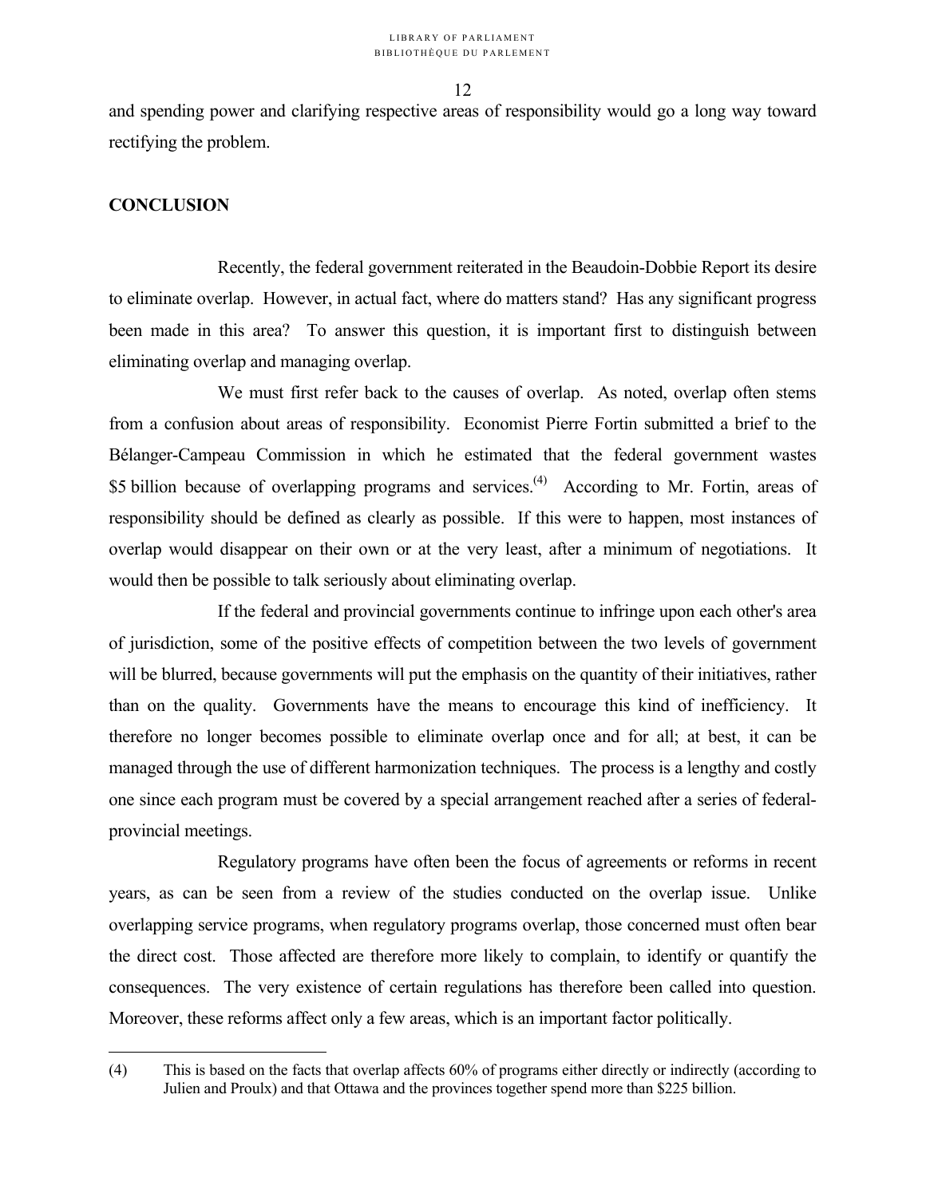and spending power and clarifying respective areas of responsibility would go a long way toward rectifying the problem.

## CONCLUSION

Recently, the federal government reiterated in the Beaudoin-Dobbie Report its desire to eliminate overlap. However, in actual fact, where do matters stand? Has any significant progress been made in this area? To answer this question, it is important first to distinguish between eliminating overlap and managing overlap.

We must first refer back to the causes of overlap. As noted, overlap often stems from a confusion about areas of responsibility. Economist Pierre Fortin submitted a brief to the Bélanger-Campeau Commission in which he estimated that the federal government wastes \$5 billion because of overlapping programs and services.[4] According to Mr. Fortin, areas of responsibility should be defined as clearly as possible. If this were to happen, most instances of overlap would disappear on their own or at the very least, after a minimum of negotiations. It would then be possible to talk seriously about eliminating overlap.

If the federal and provincial governments continue to infringe upon each other's area of jurisdiction, some of the positive effects of competition between the two levels of government will be blurred, because governments will put the emphasis on the quantity of their initiatives, rather than on the quality. Governments have the means to encourage this kind of inefficiency. It therefore no longer becomes possible to eliminate overlap once and for all; at best, it can be managed through the use of different harmonization techniques. The process is a lengthy and costly one since each program must be covered by a special arrangement reached after a series of federal-provincial meetings.

Regulatory programs have often been the focus of agreements or reforms in recent years, as can be seen from a review of the studies conducted on the overlap issue. Unlike overlapping service programs, when regulatory programs overlap, those concerned must often bear the direct cost. Those affected are therefore more likely to complain, to identify or quantify the consequences. The very existence of certain regulations has therefore been called into question. Moreover, these reforms affect only a few areas, which is an important factor politically.

---

(4) This is based on the facts that overlap affects 60% of programs either directly or indirectly (according to Julien and Proulx) and that Ottawa and the provinces together spend more than \$225 billion.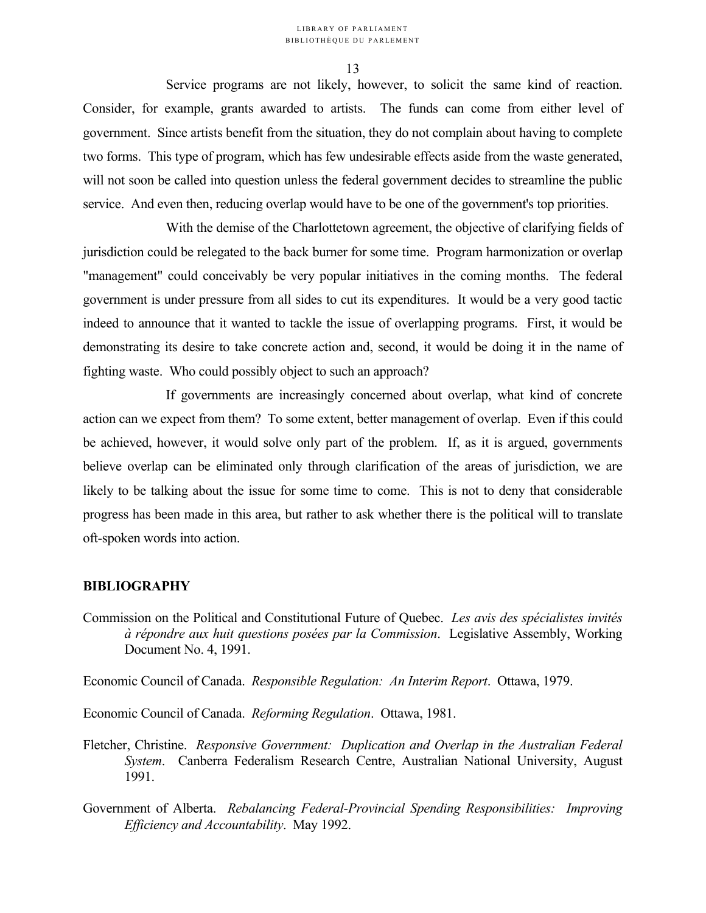Service programs are not likely, however, to solicit the same kind of reaction. Consider, for example, grants awarded to artists. The funds can come from either level of government. Since artists benefit from the situation, they do not complain about having to complete two forms. This type of program, which has few undesirable effects aside from the waste generated, will not soon be called into question unless the federal government decides to streamline the public service. And even then, reducing overlap would have to be one of the government's top priorities.

With the demise of the Charlottetown agreement, the objective of clarifying fields of jurisdiction could be relegated to the back burner for some time. Program harmonization or overlap "management" could conceivably be very popular initiatives in the coming months. The federal government is under pressure from all sides to cut its expenditures. It would be a very good tactic indeed to announce that it wanted to tackle the issue of overlapping programs. First, it would be demonstrating its desire to take concrete action and, second, it would be doing it in the name of fighting waste. Who could possibly object to such an approach?

If governments are increasingly concerned about overlap, what kind of concrete action can we expect from them? To some extent, better management of overlap. Even if this could be achieved, however, it would solve only part of the problem. If, as it is argued, governments believe overlap can be eliminated only through clarification of the areas of jurisdiction, we are likely to be talking about the issue for some time to come. This is not to deny that considerable progress has been made in this area, but rather to ask whether there is the political will to translate oft-spoken words into action.

## BIBLIOGRAPHY

Commission on the Political and Constitutional Future of Quebec. *Les avis des spécialistes invités à répondre aux huit questions posées par la Commission*. Legislative Assembly, Working Document No. 4, 1991.

Economic Council of Canada. *Responsible Regulation: An Interim Report*. Ottawa, 1979.

Economic Council of Canada. *Reforming Regulation*. Ottawa, 1981.

Fletcher, Christine. *Responsive Government: Duplication and Overlap in the Australian Federal System*. Canberra Federalism Research Centre, Australian National University, August 1991.

Government of Alberta. *Rebalancing Federal-Provincial Spending Responsibilities: Improving Efficiency and Accountability*. May 1992.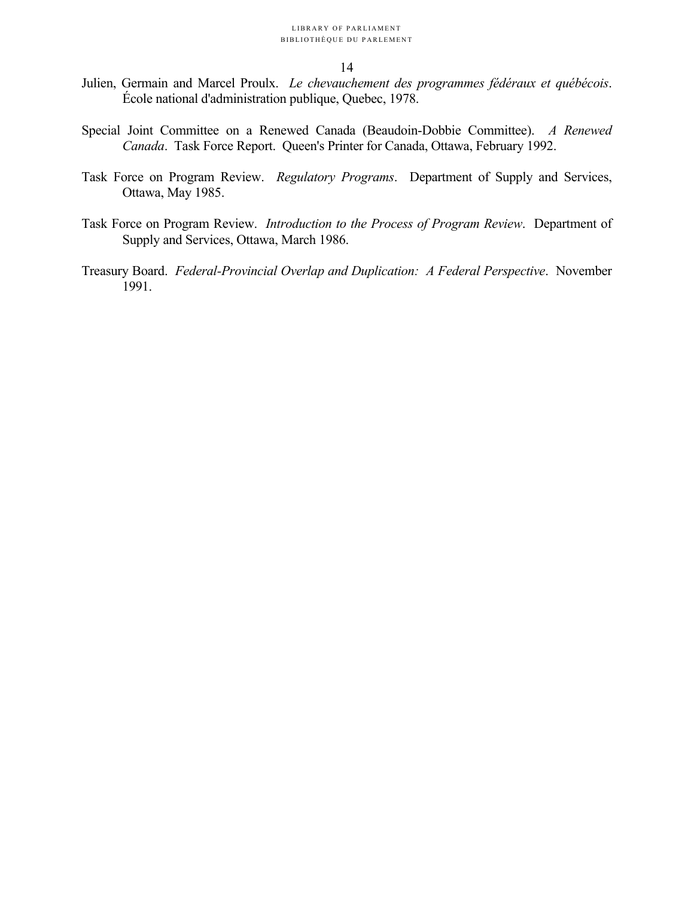Julien, Germain and Marcel Proulx. *Le chevauchement des programmes fédéraux et québécois*. École national d'administration publique, Quebec, 1978.

Special Joint Committee on a Renewed Canada (Beaudoin-Dobbie Committee). *A Renewed Canada*. Task Force Report. Queen's Printer for Canada, Ottawa, February 1992.

Task Force on Program Review. *Regulatory Programs*. Department of Supply and Services, Ottawa, May 1985.

Task Force on Program Review. *Introduction to the Process of Program Review*. Department of Supply and Services, Ottawa, March 1986.

Treasury Board. *Federal-Provincial Overlap and Duplication: A Federal Perspective*. November 1991.